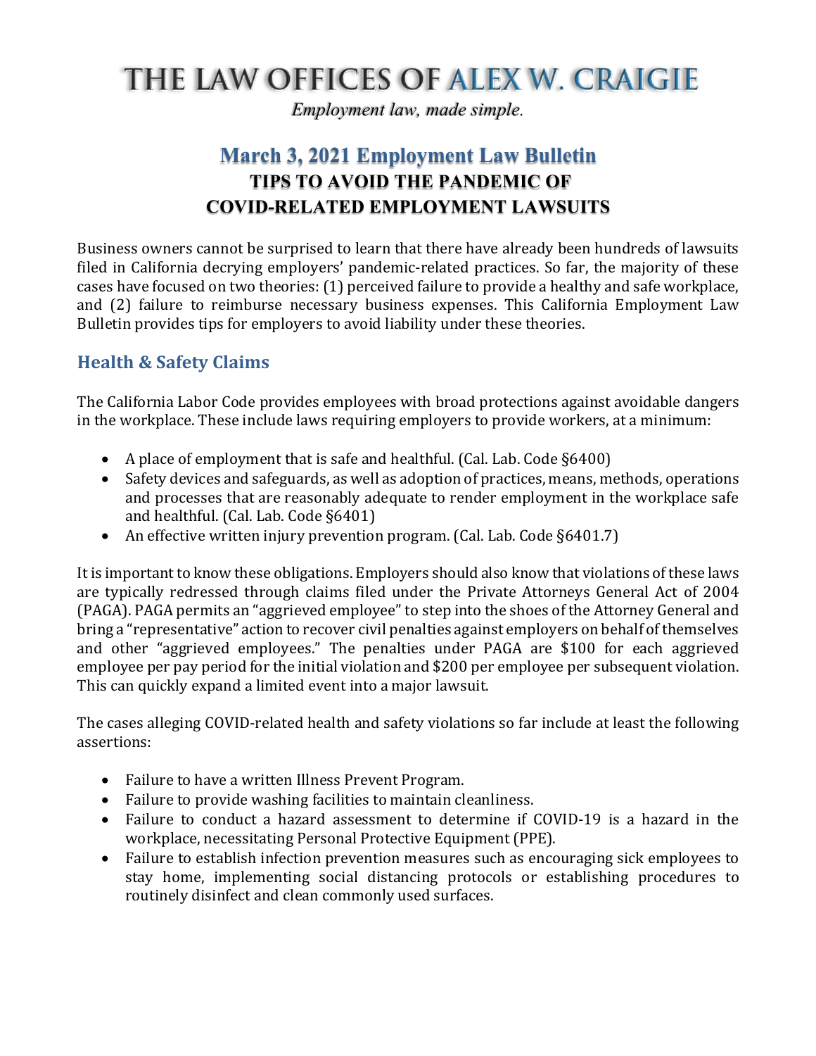# THE LAW OFFICES OF ALEX W. CRAIGIE

*Employment law, made simple.*

## March 3, 2021 Employment Law Bulletin

## TIPS TO AVOID THE PANDEMIC OF COVID-RELATED EMPLOYMENT LAWSUITS

Business owners cannot be surprised to learn that there have already been hundreds of lawsuits filed in California decrying employers' pandemic-related practices. So far, the majority of these cases have focused on two theories: (1) perceived failure to provide a healthy and safe workplace, and (2) failure to reimburse necessary business expenses. This California Employment Law Bulletin provides tips for employers to avoid liability under these theories.

### Health & Safety Claims

The California Labor Code provides employees with broad protections against avoidable dangers in the workplace. These include laws requiring employers to provide workers, at a minimum:

- A place of employment that is safe and healthful. (Cal. Lab. Code §6400)
- Safety devices and safeguards, as well as adoption of practices, means, methods, operations and processes that are reasonably adequate to render employment in the workplace safe and healthful. (Cal. Lab. Code §6401)
- An effective written injury prevention program. (Cal. Lab. Code §6401.7)

It is important to know these obligations. Employers should also know that violations of these laws are typically redressed through claims filed under the Private Attorneys General Act of 2004 (PAGA). PAGA permits an "aggrieved employee" to step into the shoes of the Attorney General and bring a "representative" action to recover civil penalties against employers on behalf of themselves and other "aggrieved employees." The penalties under PAGA are $100 for each aggrieved employee per pay period for the initial violation and $200 per employee per subsequent violation. This can quickly expand a limited event into a major lawsuit.

The cases alleging COVID-related health and safety violations so far include at least the following assertions:

- Failure to have a written Illness Prevent Program.
- Failure to provide washing facilities to maintain cleanliness.
- Failure to conduct a hazard assessment to determine if COVID-19 is a hazard in the workplace, necessitating Personal Protective Equipment (PPE).
- Failure to establish infection prevention measures such as encouraging sick employees to stay home, implementing social distancing protocols or establishing procedures to routinely disinfect and clean commonly used surfaces.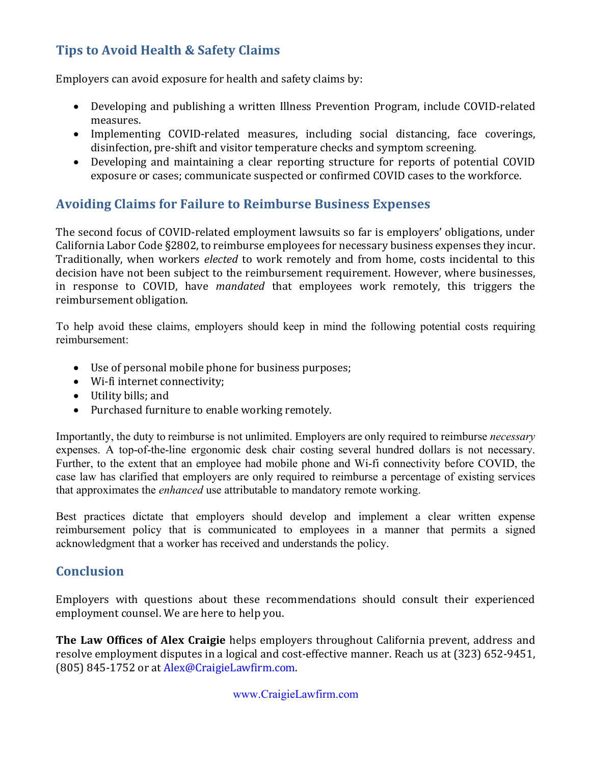## Tips to Avoid Health & Safety Claims

Employers can avoid exposure for health and safety claims by:

- Developing and publishing a written Illness Prevention Program, include COVID-related measures.
- Implementing COVID-related measures, including social distancing, face coverings, disinfection, pre-shift and visitor temperature checks and symptom screening.
- Developing and maintaining a clear reporting structure for reports of potential COVID exposure or cases; communicate suspected or confirmed COVID cases to the workforce.

## Avoiding Claims for Failure to Reimburse Business Expenses

The second focus of COVID-related employment lawsuits so far is employers' obligations, under California Labor Code §2802, to reimburse employees for necessary business expenses they incur. Traditionally, when workers *elected* to work remotely and from home, costs incidental to this decision have not been subject to the reimbursement requirement. However, where businesses, in response to COVID, have *mandated* that employees work remotely, this triggers the reimbursement obligation.

To help avoid these claims, employers should keep in mind the following potential costs requiring reimbursement:

- Use of personal mobile phone for business purposes;
- Wi-fi internet connectivity;
- Utility bills; and
- Purchased furniture to enable working remotely.

Importantly, the duty to reimburse is not unlimited. Employers are only required to reimburse *necessary* expenses. A top-of-the-line ergonomic desk chair costing several hundred dollars is not necessary. Further, to the extent that an employee had mobile phone and Wi-fi connectivity before COVID, the case law has clarified that employers are only required to reimburse a percentage of existing services that approximates the *enhanced* use attributable to mandatory remote working.

Best practices dictate that employers should develop and implement a clear written expense reimbursement policy that is communicated to employees in a manner that permits a signed acknowledgment that a worker has received and understands the policy.

## Conclusion

Employers with questions about these recommendations should consult their experienced employment counsel. We are here to help you.

**The Law Offices of Alex Craigie** helps employers throughout California prevent, address and resolve employment disputes in a logical and cost-effective manner. Reach us at (323) 652-9451, (805) 845-1752 or at Alex@CraigieLawfirm.com.

www.CraigieLawfirm.com